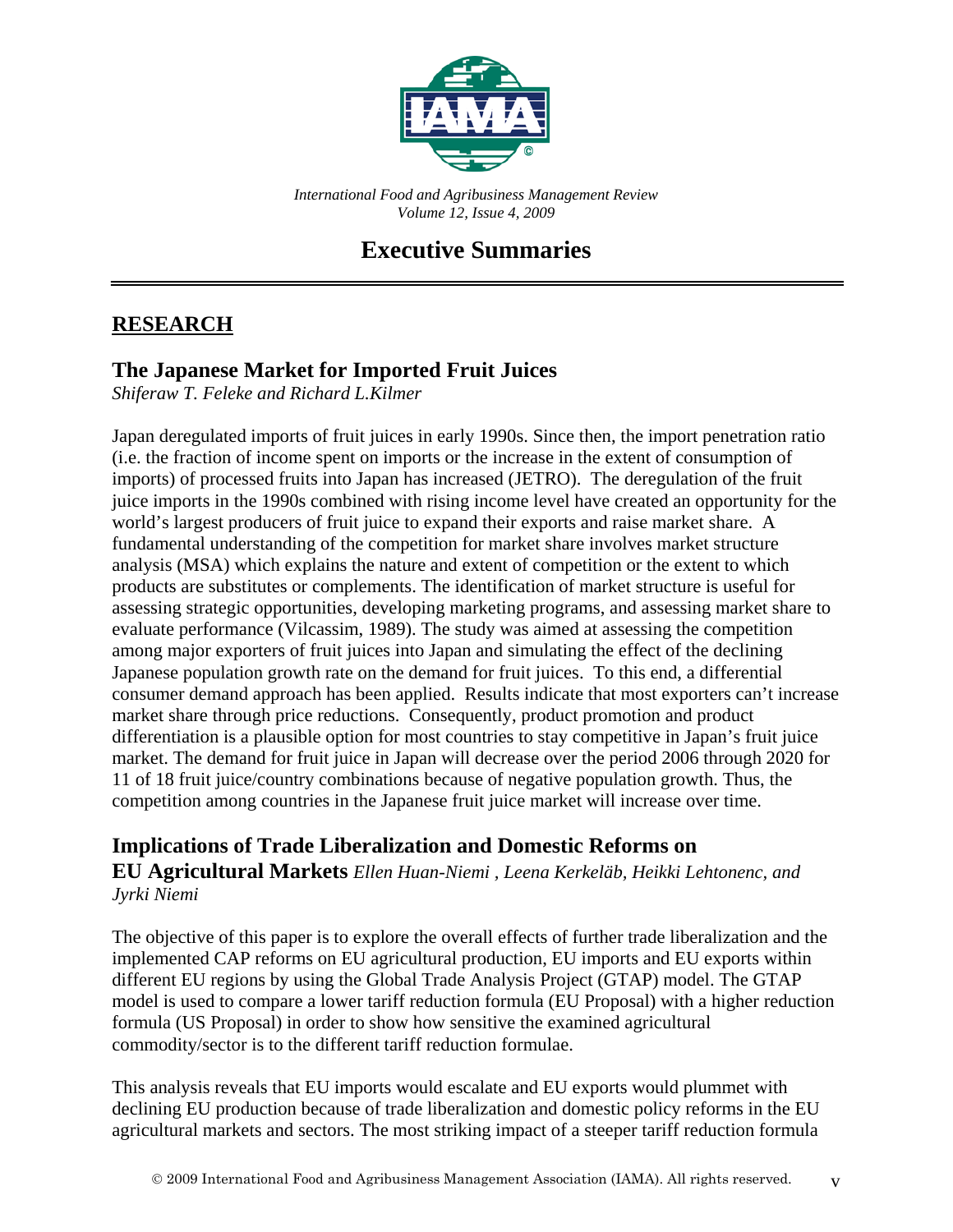*International Food and Agribusiness Management Review*
*Volume 12, Issue 4, 2009*

# Executive Summaries

## RESEARCH

### The Japanese Market for Imported Fruit Juices

*Shiferaw T. Feleke and Richard L.Kilmer*

Japan deregulated imports of fruit juices in early 1990s. Since then, the import penetration ratio (i.e. the fraction of income spent on imports or the increase in the extent of consumption of imports) of processed fruits into Japan has increased (JETRO). The deregulation of the fruit juice imports in the 1990s combined with rising income level have created an opportunity for the world's largest producers of fruit juice to expand their exports and raise market share. A fundamental understanding of the competition for market share involves market structure analysis (MSA) which explains the nature and extent of competition or the extent to which products are substitutes or complements. The identification of market structure is useful for assessing strategic opportunities, developing marketing programs, and assessing market share to evaluate performance (Vilcassim, 1989). The study was aimed at assessing the competition among major exporters of fruit juices into Japan and simulating the effect of the declining Japanese population growth rate on the demand for fruit juices. To this end, a differential consumer demand approach has been applied. Results indicate that most exporters can't increase market share through price reductions. Consequently, product promotion and product differentiation is a plausible option for most countries to stay competitive in Japan's fruit juice market. The demand for fruit juice in Japan will decrease over the period 2006 through 2020 for 11 of 18 fruit juice/country combinations because of negative population growth. Thus, the competition among countries in the Japanese fruit juice market will increase over time.

### Implications of Trade Liberalization and Domestic Reforms on EU Agricultural Markets

*Ellen Huan-Niemi , Leena Kerkeläb, Heikki Lehtonenc, and Jyrki Niemi*

The objective of this paper is to explore the overall effects of further trade liberalization and the implemented CAP reforms on EU agricultural production, EU imports and EU exports within different EU regions by using the Global Trade Analysis Project (GTAP) model. The GTAP model is used to compare a lower tariff reduction formula (EU Proposal) with a higher reduction formula (US Proposal) in order to show how sensitive the examined agricultural commodity/sector is to the different tariff reduction formulae.

This analysis reveals that EU imports would escalate and EU exports would plummet with declining EU production because of trade liberalization and domestic policy reforms in the EU agricultural markets and sectors. The most striking impact of a steeper tariff reduction formula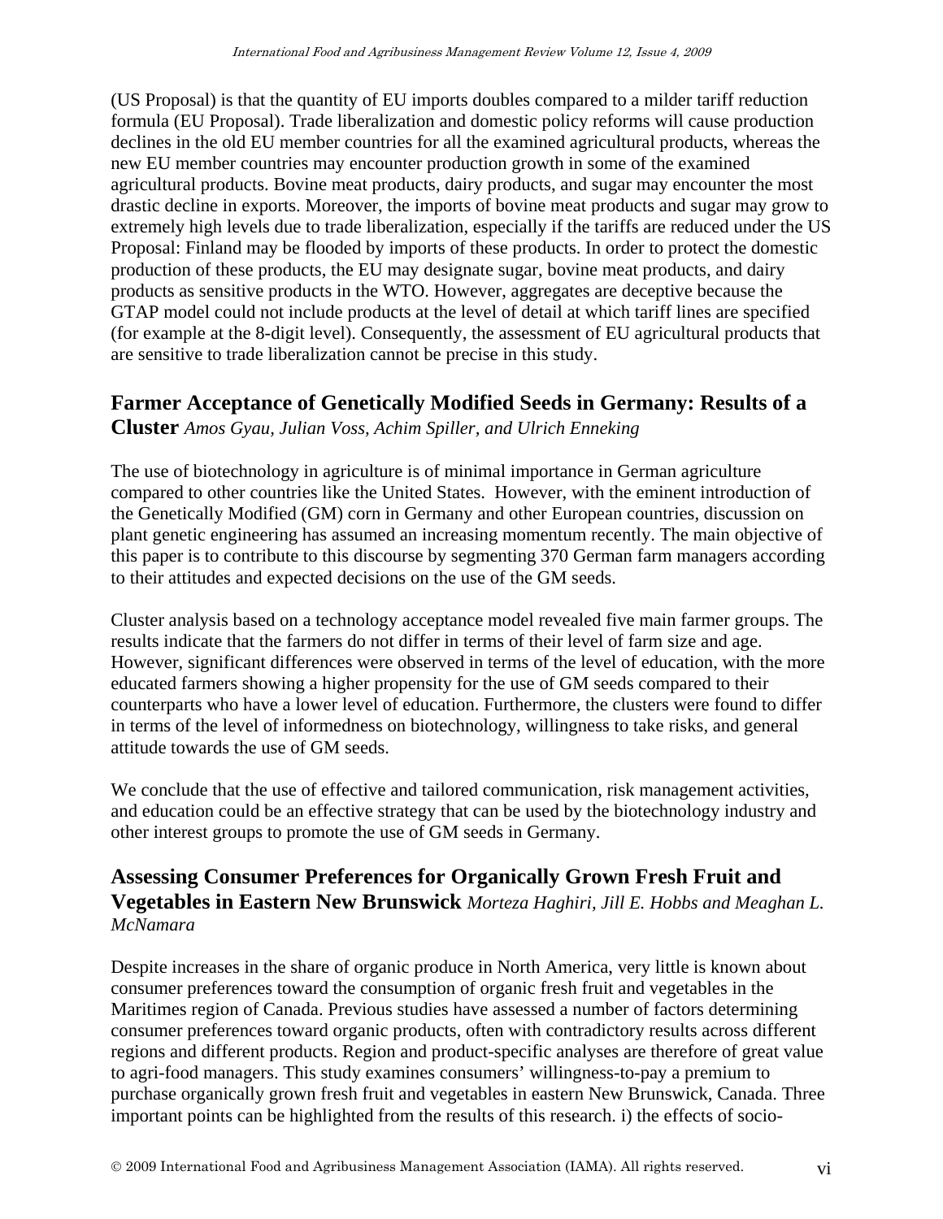(US Proposal) is that the quantity of EU imports doubles compared to a milder tariff reduction formula (EU Proposal). Trade liberalization and domestic policy reforms will cause production declines in the old EU member countries for all the examined agricultural products, whereas the new EU member countries may encounter production growth in some of the examined agricultural products. Bovine meat products, dairy products, and sugar may encounter the most drastic decline in exports. Moreover, the imports of bovine meat products and sugar may grow to extremely high levels due to trade liberalization, especially if the tariffs are reduced under the US Proposal: Finland may be flooded by imports of these products. In order to protect the domestic production of these products, the EU may designate sugar, bovine meat products, and dairy products as sensitive products in the WTO. However, aggregates are deceptive because the GTAP model could not include products at the level of detail at which tariff lines are specified (for example at the 8-digit level). Consequently, the assessment of EU agricultural products that are sensitive to trade liberalization cannot be precise in this study.

## Farmer Acceptance of Genetically Modified Seeds in Germany: Results of a Cluster *Amos Gyau, Julian Voss, Achim Spiller, and Ulrich Enneking*

The use of biotechnology in agriculture is of minimal importance in German agriculture compared to other countries like the United States. However, with the eminent introduction of the Genetically Modified (GM) corn in Germany and other European countries, discussion on plant genetic engineering has assumed an increasing momentum recently. The main objective of this paper is to contribute to this discourse by segmenting 370 German farm managers according to their attitudes and expected decisions on the use of the GM seeds.

Cluster analysis based on a technology acceptance model revealed five main farmer groups. The results indicate that the farmers do not differ in terms of their level of farm size and age. However, significant differences were observed in terms of the level of education, with the more educated farmers showing a higher propensity for the use of GM seeds compared to their counterparts who have a lower level of education. Furthermore, the clusters were found to differ in terms of the level of informedness on biotechnology, willingness to take risks, and general attitude towards the use of GM seeds.

We conclude that the use of effective and tailored communication, risk management activities, and education could be an effective strategy that can be used by the biotechnology industry and other interest groups to promote the use of GM seeds in Germany.

## Assessing Consumer Preferences for Organically Grown Fresh Fruit and Vegetables in Eastern New Brunswick *Morteza Haghiri, Jill E. Hobbs and Meaghan L. McNamara*

Despite increases in the share of organic produce in North America, very little is known about consumer preferences toward the consumption of organic fresh fruit and vegetables in the Maritimes region of Canada. Previous studies have assessed a number of factors determining consumer preferences toward organic products, often with contradictory results across different regions and different products. Region and product-specific analyses are therefore of great value to agri-food managers. This study examines consumers' willingness-to-pay a premium to purchase organically grown fresh fruit and vegetables in eastern New Brunswick, Canada. Three important points can be highlighted from the results of this research. i) the effects of socio-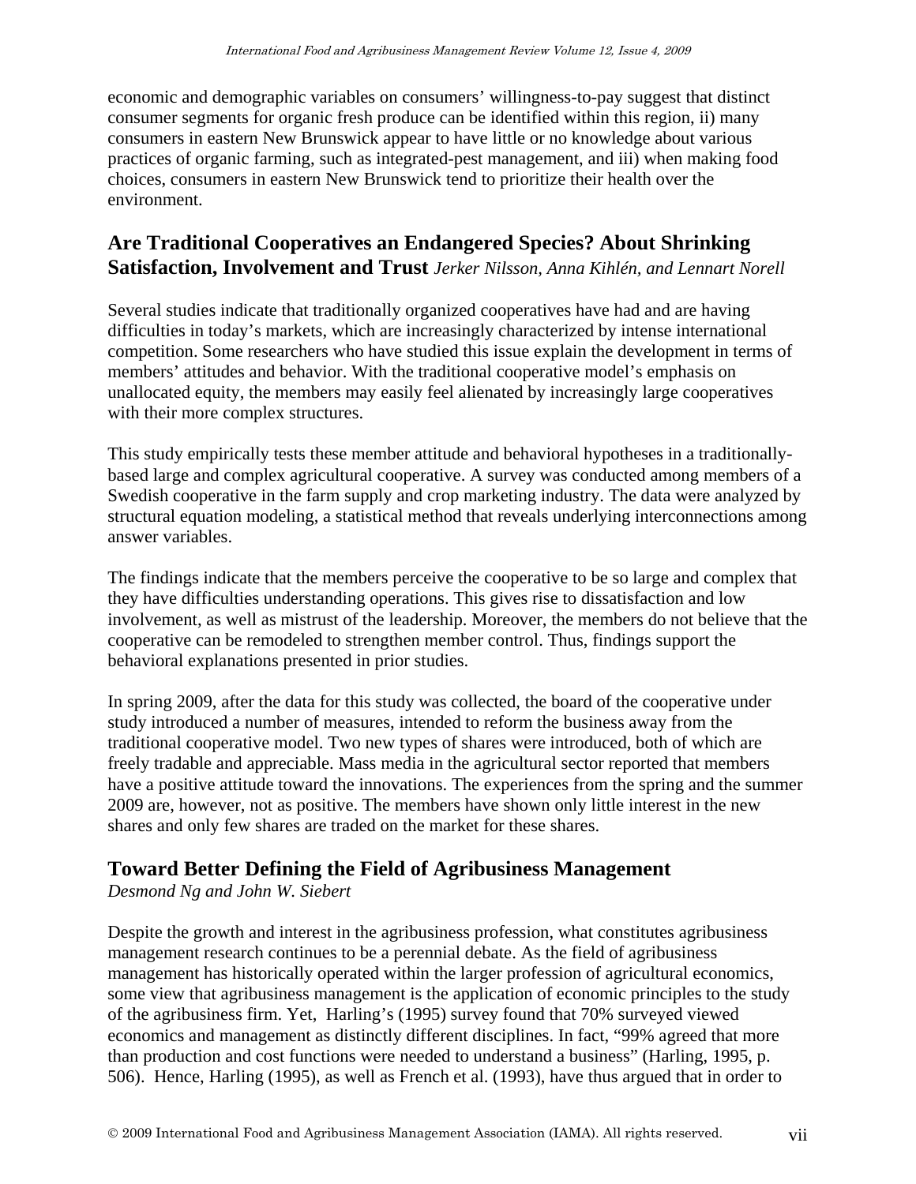economic and demographic variables on consumers' willingness-to-pay suggest that distinct consumer segments for organic fresh produce can be identified within this region, ii) many consumers in eastern New Brunswick appear to have little or no knowledge about various practices of organic farming, such as integrated-pest management, and iii) when making food choices, consumers in eastern New Brunswick tend to prioritize their health over the environment.

## Are Traditional Cooperatives an Endangered Species? About Shrinking Satisfaction, Involvement and Trust *Jerker Nilsson, Anna Kihlén, and Lennart Norell*

Several studies indicate that traditionally organized cooperatives have had and are having difficulties in today's markets, which are increasingly characterized by intense international competition. Some researchers who have studied this issue explain the development in terms of members' attitudes and behavior. With the traditional cooperative model's emphasis on unallocated equity, the members may easily feel alienated by increasingly large cooperatives with their more complex structures.

This study empirically tests these member attitude and behavioral hypotheses in a traditionally-based large and complex agricultural cooperative. A survey was conducted among members of a Swedish cooperative in the farm supply and crop marketing industry. The data were analyzed by structural equation modeling, a statistical method that reveals underlying interconnections among answer variables.

The findings indicate that the members perceive the cooperative to be so large and complex that they have difficulties understanding operations. This gives rise to dissatisfaction and low involvement, as well as mistrust of the leadership. Moreover, the members do not believe that the cooperative can be remodeled to strengthen member control. Thus, findings support the behavioral explanations presented in prior studies.

In spring 2009, after the data for this study was collected, the board of the cooperative under study introduced a number of measures, intended to reform the business away from the traditional cooperative model. Two new types of shares were introduced, both of which are freely tradable and appreciable. Mass media in the agricultural sector reported that members have a positive attitude toward the innovations. The experiences from the spring and the summer 2009 are, however, not as positive. The members have shown only little interest in the new shares and only few shares are traded on the market for these shares.

## Toward Better Defining the Field of Agribusiness Management

*Desmond Ng and John W. Siebert*

Despite the growth and interest in the agribusiness profession, what constitutes agribusiness management research continues to be a perennial debate. As the field of agribusiness management has historically operated within the larger profession of agricultural economics, some view that agribusiness management is the application of economic principles to the study of the agribusiness firm. Yet, Harling's (1995) survey found that 70% surveyed viewed economics and management as distinctly different disciplines. In fact, "99% agreed that more than production and cost functions were needed to understand a business" (Harling, 1995, p. 506). Hence, Harling (1995), as well as French et al. (1993), have thus argued that in order to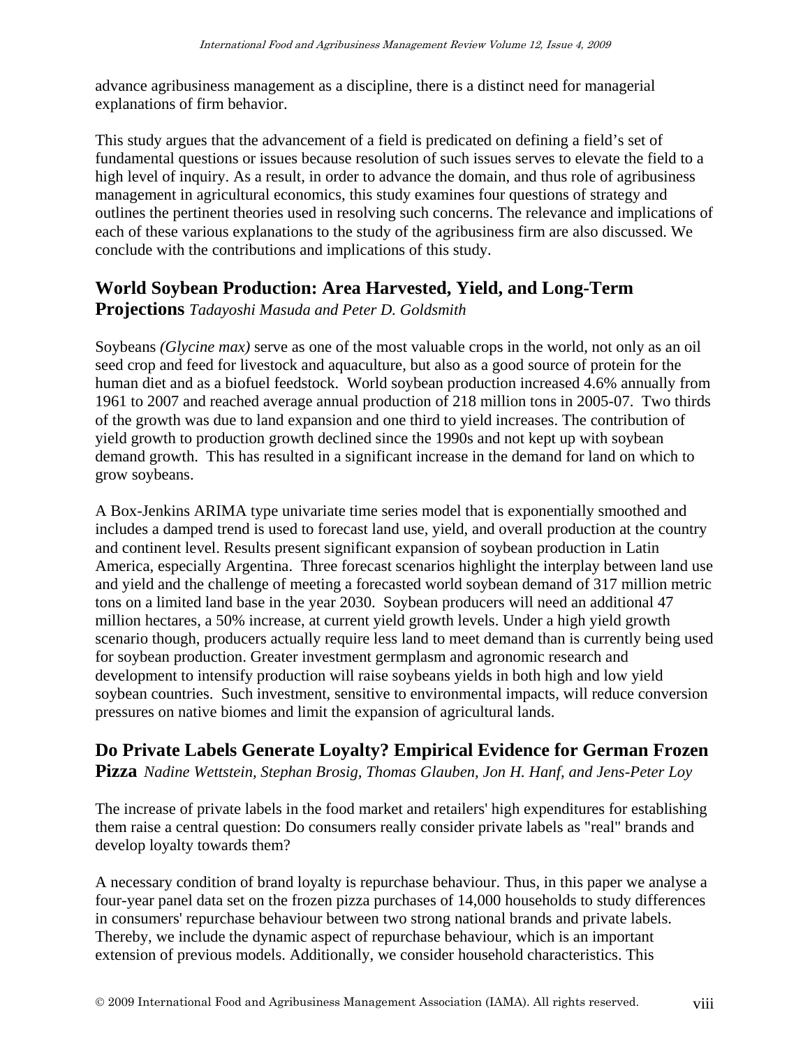advance agribusiness management as a discipline, there is a distinct need for managerial explanations of firm behavior.

This study argues that the advancement of a field is predicated on defining a field's set of fundamental questions or issues because resolution of such issues serves to elevate the field to a high level of inquiry. As a result, in order to advance the domain, and thus role of agribusiness management in agricultural economics, this study examines four questions of strategy and outlines the pertinent theories used in resolving such concerns. The relevance and implications of each of these various explanations to the study of the agribusiness firm are also discussed. We conclude with the contributions and implications of this study.

## World Soybean Production: Area Harvested, Yield, and Long-Term Projections *Tadayoshi Masuda and Peter D. Goldsmith*

Soybeans *(Glycine max)* serve as one of the most valuable crops in the world, not only as an oil seed crop and feed for livestock and aquaculture, but also as a good source of protein for the human diet and as a biofuel feedstock. World soybean production increased 4.6% annually from 1961 to 2007 and reached average annual production of 218 million tons in 2005-07. Two thirds of the growth was due to land expansion and one third to yield increases. The contribution of yield growth to production growth declined since the 1990s and not kept up with soybean demand growth. This has resulted in a significant increase in the demand for land on which to grow soybeans.

A Box-Jenkins ARIMA type univariate time series model that is exponentially smoothed and includes a damped trend is used to forecast land use, yield, and overall production at the country and continent level. Results present significant expansion of soybean production in Latin America, especially Argentina. Three forecast scenarios highlight the interplay between land use and yield and the challenge of meeting a forecasted world soybean demand of 317 million metric tons on a limited land base in the year 2030. Soybean producers will need an additional 47 million hectares, a 50% increase, at current yield growth levels. Under a high yield growth scenario though, producers actually require less land to meet demand than is currently being used for soybean production. Greater investment germplasm and agronomic research and development to intensify production will raise soybeans yields in both high and low yield soybean countries. Such investment, sensitive to environmental impacts, will reduce conversion pressures on native biomes and limit the expansion of agricultural lands.

## Do Private Labels Generate Loyalty? Empirical Evidence for German Frozen Pizza *Nadine Wettstein, Stephan Brosig, Thomas Glauben, Jon H. Hanf, and Jens-Peter Loy*

The increase of private labels in the food market and retailers' high expenditures for establishing them raise a central question: Do consumers really consider private labels as "real" brands and develop loyalty towards them?

A necessary condition of brand loyalty is repurchase behaviour. Thus, in this paper we analyse a four-year panel data set on the frozen pizza purchases of 14,000 households to study differences in consumers' repurchase behaviour between two strong national brands and private labels. Thereby, we include the dynamic aspect of repurchase behaviour, which is an important extension of previous models. Additionally, we consider household characteristics. This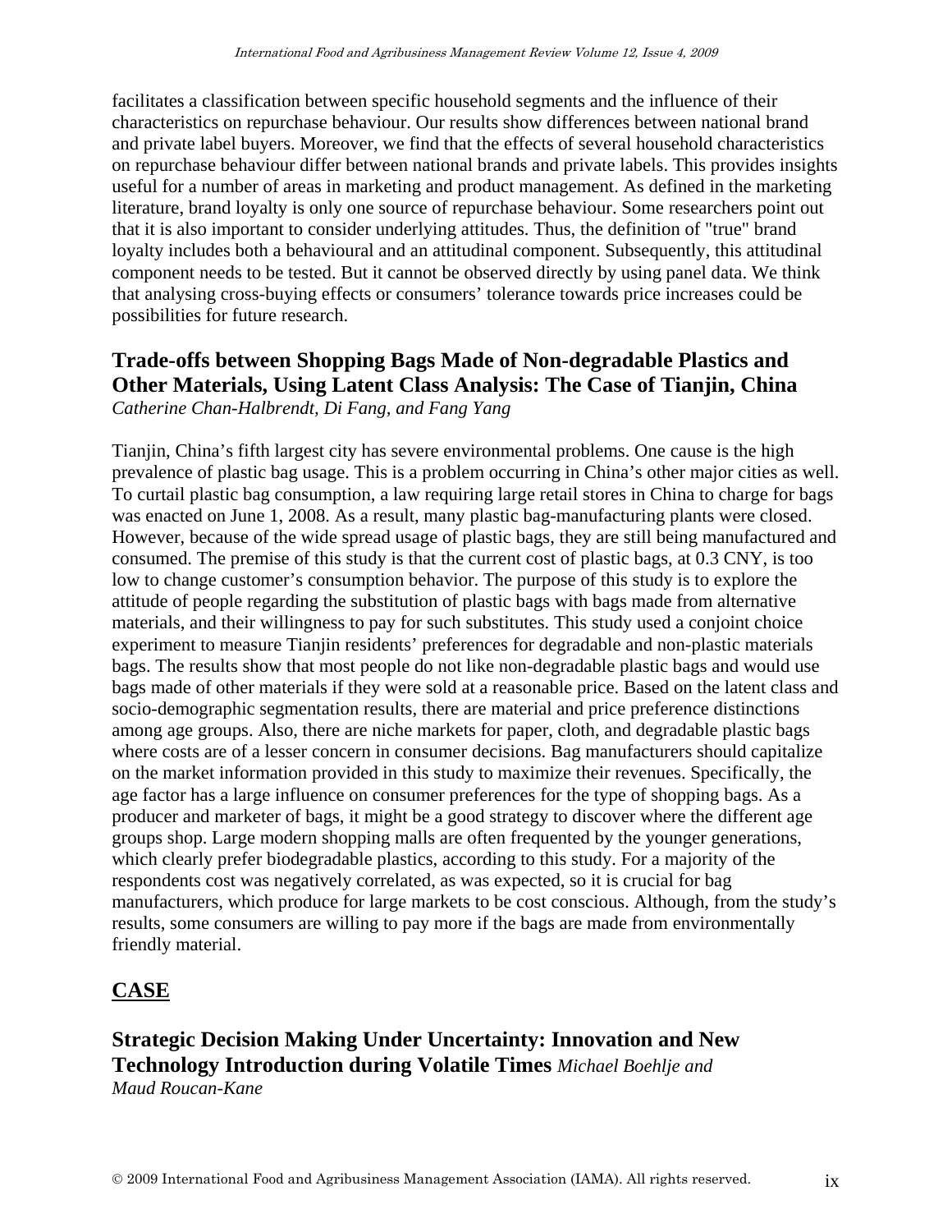facilitates a classification between specific household segments and the influence of their characteristics on repurchase behaviour. Our results show differences between national brand and private label buyers. Moreover, we find that the effects of several household characteristics on repurchase behaviour differ between national brands and private labels. This provides insights useful for a number of areas in marketing and product management. As defined in the marketing literature, brand loyalty is only one source of repurchase behaviour. Some researchers point out that it is also important to consider underlying attitudes. Thus, the definition of "true" brand loyalty includes both a behavioural and an attitudinal component. Subsequently, this attitudinal component needs to be tested. But it cannot be observed directly by using panel data. We think that analysing cross-buying effects or consumers' tolerance towards price increases could be possibilities for future research.

### Trade-offs between Shopping Bags Made of Non-degradable Plastics and Other Materials, Using Latent Class Analysis: The Case of Tianjin, China

*Catherine Chan-Halbrendt, Di Fang, and Fang Yang*

Tianjin, China's fifth largest city has severe environmental problems. One cause is the high prevalence of plastic bag usage. This is a problem occurring in China's other major cities as well. To curtail plastic bag consumption, a law requiring large retail stores in China to charge for bags was enacted on June 1, 2008. As a result, many plastic bag-manufacturing plants were closed. However, because of the wide spread usage of plastic bags, they are still being manufactured and consumed. The premise of this study is that the current cost of plastic bags, at 0.3 CNY, is too low to change customer's consumption behavior. The purpose of this study is to explore the attitude of people regarding the substitution of plastic bags with bags made from alternative materials, and their willingness to pay for such substitutes. This study used a conjoint choice experiment to measure Tianjin residents' preferences for degradable and non-plastic materials bags. The results show that most people do not like non-degradable plastic bags and would use bags made of other materials if they were sold at a reasonable price. Based on the latent class and socio-demographic segmentation results, there are material and price preference distinctions among age groups. Also, there are niche markets for paper, cloth, and degradable plastic bags where costs are of a lesser concern in consumer decisions. Bag manufacturers should capitalize on the market information provided in this study to maximize their revenues. Specifically, the age factor has a large influence on consumer preferences for the type of shopping bags. As a producer and marketer of bags, it might be a good strategy to discover where the different age groups shop. Large modern shopping malls are often frequented by the younger generations, which clearly prefer biodegradable plastics, according to this study. For a majority of the respondents cost was negatively correlated, as was expected, so it is crucial for bag manufacturers, which produce for large markets to be cost conscious. Although, from the study's results, some consumers are willing to pay more if the bags are made from environmentally friendly material.

## CASE

### Strategic Decision Making Under Uncertainty: Innovation and New Technology Introduction during Volatile Times *Michael Boehlje and Maud Roucan-Kane*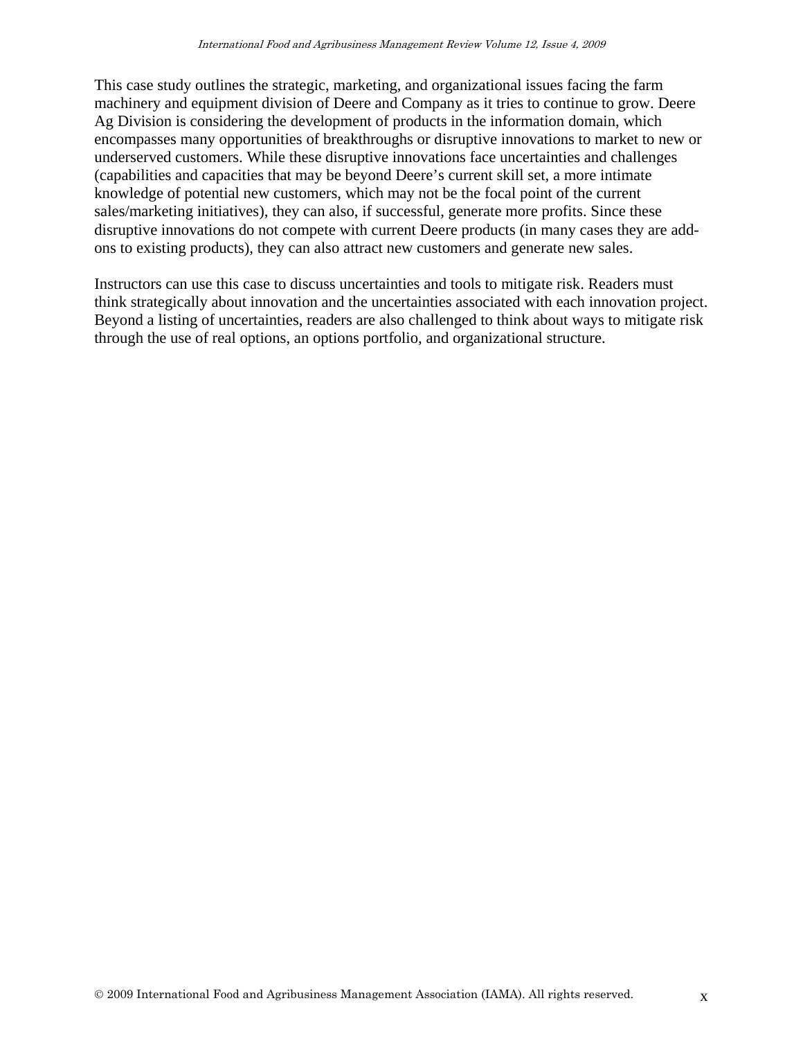This case study outlines the strategic, marketing, and organizational issues facing the farm machinery and equipment division of Deere and Company as it tries to continue to grow. Deere Ag Division is considering the development of products in the information domain, which encompasses many opportunities of breakthroughs or disruptive innovations to market to new or underserved customers. While these disruptive innovations face uncertainties and challenges (capabilities and capacities that may be beyond Deere's current skill set, a more intimate knowledge of potential new customers, which may not be the focal point of the current sales/marketing initiatives), they can also, if successful, generate more profits. Since these disruptive innovations do not compete with current Deere products (in many cases they are add-ons to existing products), they can also attract new customers and generate new sales.

Instructors can use this case to discuss uncertainties and tools to mitigate risk. Readers must think strategically about innovation and the uncertainties associated with each innovation project. Beyond a listing of uncertainties, readers are also challenged to think about ways to mitigate risk through the use of real options, an options portfolio, and organizational structure.